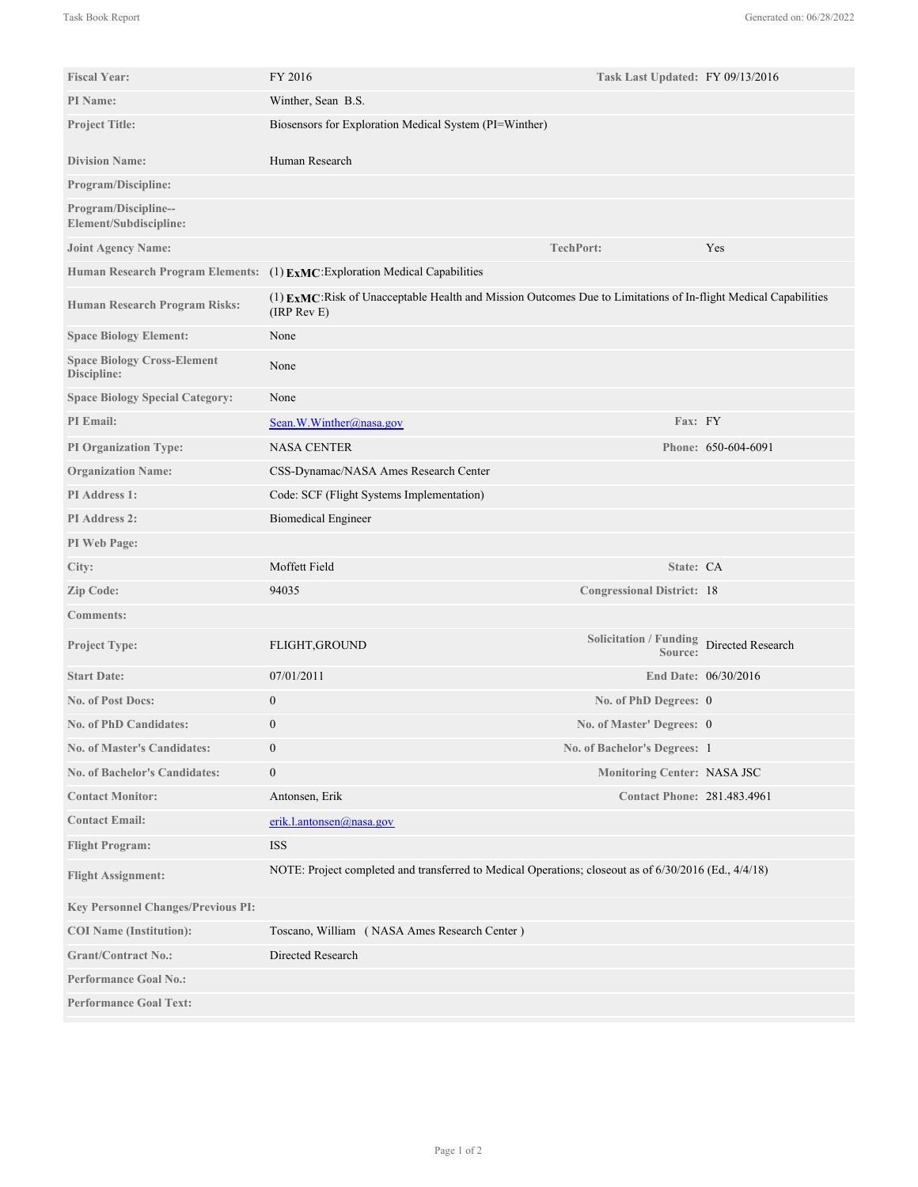| | | | |
|---|---|---|---|
| **Fiscal Year:** | FY 2016 | **Task Last Updated:** | FY 09/13/2016 |
| **PI Name:** | Winther, Sean B.S. | | |
| **Project Title:** | Biosensors for Exploration Medical System (PI=Winther) | | |
| **Division Name:** | Human Research | | |
| **Program/Discipline:** | | | |
| **Program/Discipline--Element/Subdiscipline:** | | | |
| **Joint Agency Name:** | | **TechPort:** | Yes |
| **Human Research Program Elements:** | (1) **ExMC**:Exploration Medical Capabilities | | |
| **Human Research Program Risks:** | (1) **ExMC**:Risk of Unacceptable Health and Mission Outcomes Due to Limitations of In-flight Medical Capabilities (IRP Rev E) | | |
| **Space Biology Element:** | None | | |
| **Space Biology Cross-Element Discipline:** | None | | |
| **Space Biology Special Category:** | None | | |
| **PI Email:** | Sean.W.Winther@nasa.gov | **Fax:** | FY |
| **PI Organization Type:** | NASA CENTER | **Phone:** | 650-604-6091 |
| **Organization Name:** | CSS-Dynamac/NASA Ames Research Center | | |
| **PI Address 1:** | Code: SCF (Flight Systems Implementation) | | |
| **PI Address 2:** | Biomedical Engineer | | |
| **PI Web Page:** | | | |
| **City:** | Moffett Field | **State:** | CA |
| **Zip Code:** | 94035 | **Congressional District:** | 18 |
| **Comments:** | | | |
| **Project Type:** | FLIGHT,GROUND | **Solicitation / Funding Source:** | Directed Research |
| **Start Date:** | 07/01/2011 | **End Date:** | 06/30/2016 |
| **No. of Post Docs:** | 0 | **No. of PhD Degrees:** | 0 |
| **No. of PhD Candidates:** | 0 | **No. of Master' Degrees:** | 0 |
| **No. of Master's Candidates:** | 0 | **No. of Bachelor's Degrees:** | 1 |
| **No. of Bachelor's Candidates:** | 0 | **Monitoring Center:** | NASA JSC |
| **Contact Monitor:** | Antonsen, Erik | **Contact Phone:** | 281.483.4961 |
| **Contact Email:** | erik.l.antonsen@nasa.gov | | |
| **Flight Program:** | ISS | | |
| **Flight Assignment:** | NOTE: Project completed and transferred to Medical Operations; closeout as of 6/30/2016 (Ed., 4/4/18) | | |
| **Key Personnel Changes/Previous PI:** | | | |
| **COI Name (Institution):** | Toscano, William ( NASA Ames Research Center ) | | |
| **Grant/Contract No.:** | Directed Research | | |
| **Performance Goal No.:** | | | |
| **Performance Goal Text:** | | | |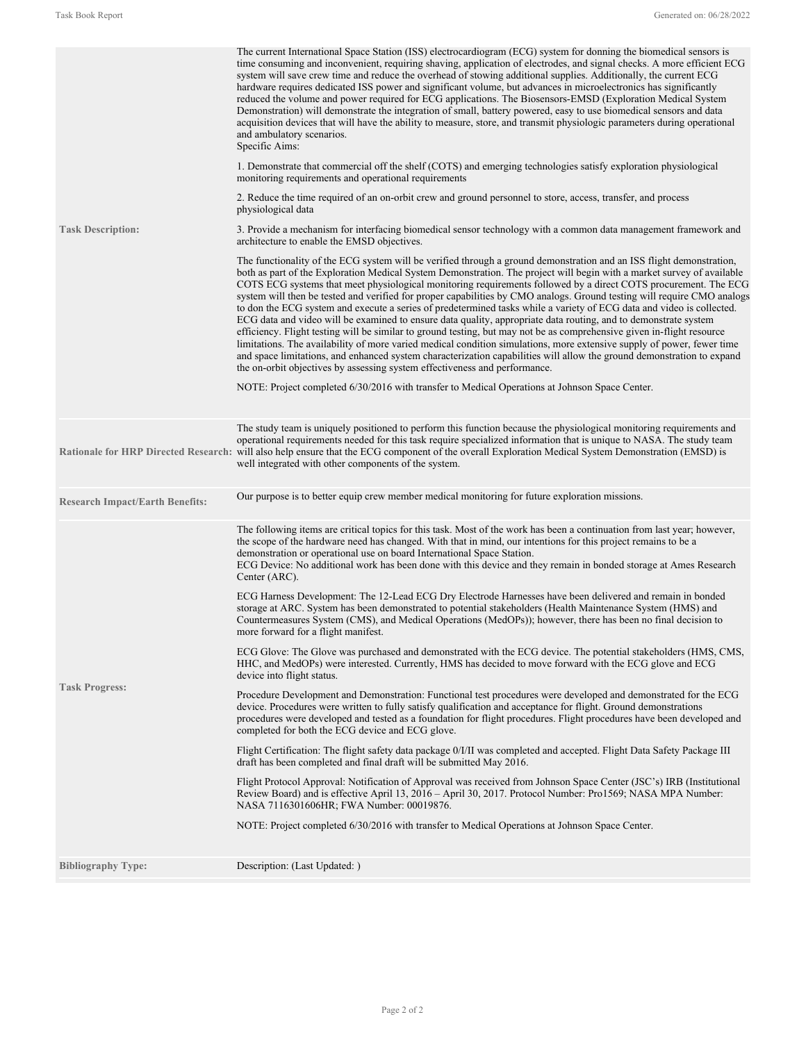| | |
|---|---|
| **Task Description:** | The current International Space Station (ISS) electrocardiogram (ECG) system for donning the biomedical sensors is time consuming and inconvenient, requiring shaving, application of electrodes, and signal checks. A more efficient ECG system will save crew time and reduce the overhead of stowing additional supplies. Additionally, the current ECG hardware requires dedicated ISS power and significant volume, but advances in microelectronics has significantly reduced the volume and power required for ECG applications. The Biosensors-EMSD (Exploration Medical System Demonstration) will demonstrate the integration of small, battery powered, easy to use biomedical sensors and data acquisition devices that will have the ability to measure, store, and transmit physiologic parameters during operational and ambulatory scenarios.<br>Specific Aims:<br><br>1. Demonstrate that commercial off the shelf (COTS) and emerging technologies satisfy exploration physiological monitoring requirements and operational requirements<br><br>2. Reduce the time required of an on-orbit crew and ground personnel to store, access, transfer, and process physiological data<br><br>3. Provide a mechanism for interfacing biomedical sensor technology with a common data management framework and architecture to enable the EMSD objectives.<br><br>The functionality of the ECG system will be verified through a ground demonstration and an ISS flight demonstration, both as part of the Exploration Medical System Demonstration. The project will begin with a market survey of available COTS ECG systems that meet physiological monitoring requirements followed by a direct COTS procurement. The ECG system will then be tested and verified for proper capabilities by CMO analogs. Ground testing will require CMO analogs to don the ECG system and execute a series of predetermined tasks while a variety of ECG data and video is collected. ECG data and video will be examined to ensure data quality, appropriate data routing, and to demonstrate system efficiency. Flight testing will be similar to ground testing, but may not be as comprehensive given in-flight resource limitations. The availability of more varied medical condition simulations, more extensive supply of power, fewer time and space limitations, and enhanced system characterization capabilities will allow the ground demonstration to expand the on-orbit objectives by assessing system effectiveness and performance.<br><br>NOTE: Project completed 6/30/2016 with transfer to Medical Operations at Johnson Space Center. |
| **Rationale for HRP Directed Research:** | The study team is uniquely positioned to perform this function because the physiological monitoring requirements and operational requirements needed for this task require specialized information that is unique to NASA. The study team will also help ensure that the ECG component of the overall Exploration Medical System Demonstration (EMSD) is well integrated with other components of the system. |
| **Research Impact/Earth Benefits:** | Our purpose is to better equip crew member medical monitoring for future exploration missions. |
| **Task Progress:** | The following items are critical topics for this task. Most of the work has been a continuation from last year; however, the scope of the hardware need has changed. With that in mind, our intentions for this project remains to be a demonstration or operational use on board International Space Station.<br>ECG Device: No additional work has been done with this device and they remain in bonded storage at Ames Research Center (ARC).<br><br>ECG Harness Development: The 12-Lead ECG Dry Electrode Harnesses have been delivered and remain in bonded storage at ARC. System has been demonstrated to potential stakeholders (Health Maintenance System (HMS) and Countermeasures System (CMS), and Medical Operations (MedOPs)); however, there has been no final decision to more forward for a flight manifest.<br><br>ECG Glove: The Glove was purchased and demonstrated with the ECG device. The potential stakeholders (HMS, CMS, HHC, and MedOPs) were interested. Currently, HMS has decided to move forward with the ECG glove and ECG device into flight status.<br><br>Procedure Development and Demonstration: Functional test procedures were developed and demonstrated for the ECG device. Procedures were written to fully satisfy qualification and acceptance for flight. Ground demonstrations procedures were developed and tested as a foundation for flight procedures. Flight procedures have been developed and completed for both the ECG device and ECG glove.<br><br>Flight Certification: The flight safety data package 0/I/II was completed and accepted. Flight Data Safety Package III draft has been completed and final draft will be submitted May 2016.<br><br>Flight Protocol Approval: Notification of Approval was received from Johnson Space Center (JSC's) IRB (Institutional Review Board) and is effective April 13, 2016 – April 30, 2017. Protocol Number: Pro1569; NASA MPA Number: NASA 7116301606HR; FWA Number: 00019876.<br><br>NOTE: Project completed 6/30/2016 with transfer to Medical Operations at Johnson Space Center. |
| **Bibliography Type:** | Description: (Last Updated: ) |